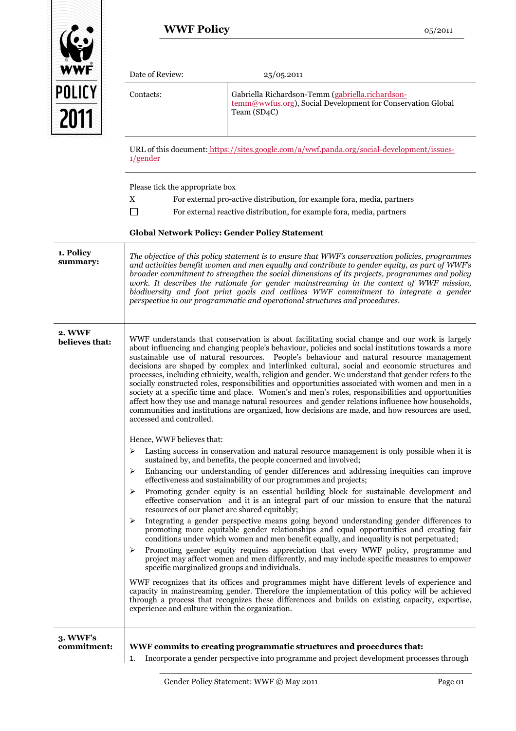# WWF Policy

05/2011

| Date of Review: | 25/05.2011 |
| --- | --- |
| Contacts: | Gabriella Richardson-Temm (gabriella.richardson-temm@wwfus.org), Social Development for Conservation Global Team (SD4C) |

URL of this document: https://sites.google.com/a/wwf.panda.org/social-development/issues-1/gender

Please tick the appropriate box

X For external pro-active distribution, for example fora, media, partners

☐ For external reactive distribution, for example fora, media, partners

**Global Network Policy: Gender Policy Statement**

## 1. Policy summary:

*The objective of this policy statement is to ensure that WWF's conservation policies, programmes and activities benefit women and men equally and contribute to gender equity, as part of WWF's broader commitment to strengthen the social dimensions of its projects, programmes and policy work. It describes the rationale for gender mainstreaming in the context of WWF mission, biodiversity and foot print goals and outlines WWF commitment to integrate a gender perspective in our programmatic and operational structures and procedures.*

## 2. WWF believes that:

WWF understands that conservation is about facilitating social change and our work is largely about influencing and changing people's behaviour, policies and social institutions towards a more sustainable use of natural resources. People's behaviour and natural resource management decisions are shaped by complex and interlinked cultural, social and economic structures and processes, including ethnicity, wealth, religion and gender. We understand that gender refers to the socially constructed roles, responsibilities and opportunities associated with women and men in a society at a specific time and place. Women's and men's roles, responsibilities and opportunities affect how they use and manage natural resources and gender relations influence how households, communities and institutions are organized, how decisions are made, and how resources are used, accessed and controlled.

Hence, WWF believes that:

- Lasting success in conservation and natural resource management is only possible when it is sustained by, and benefits, the people concerned and involved;
- Enhancing our understanding of gender differences and addressing inequities can improve effectiveness and sustainability of our programmes and projects;
- Promoting gender equity is an essential building block for sustainable development and effective conservation and it is an integral part of our mission to ensure that the natural resources of our planet are shared equitably;
- Integrating a gender perspective means going beyond understanding gender differences to promoting more equitable gender relationships and equal opportunities and creating fair conditions under which women and men benefit equally, and inequality is not perpetuated;
- Promoting gender equity requires appreciation that every WWF policy, programme and project may affect women and men differently, and may include specific measures to empower specific marginalized groups and individuals.

WWF recognizes that its offices and programmes might have different levels of experience and capacity in mainstreaming gender. Therefore the implementation of this policy will be achieved through a process that recognizes these differences and builds on existing capacity, expertise, experience and culture within the organization.

## 3. WWF's commitment:

**WWF commits to creating programmatic structures and procedures that:**

1. Incorporate a gender perspective into programme and project development processes through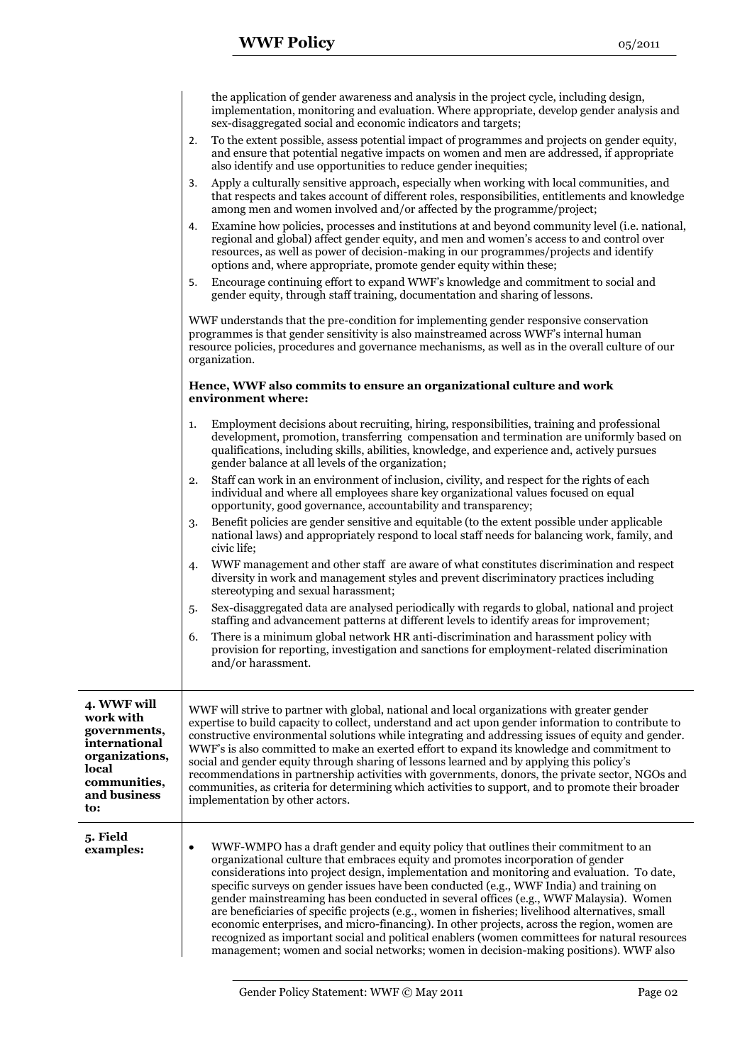the application of gender awareness and analysis in the project cycle, including design, implementation, monitoring and evaluation. Where appropriate, develop gender analysis and sex-disaggregated social and economic indicators and targets;

2. To the extent possible, assess potential impact of programmes and projects on gender equity, and ensure that potential negative impacts on women and men are addressed, if appropriate also identify and use opportunities to reduce gender inequities;
3. Apply a culturally sensitive approach, especially when working with local communities, and that respects and takes account of different roles, responsibilities, entitlements and knowledge among men and women involved and/or affected by the programme/project;
4. Examine how policies, processes and institutions at and beyond community level (i.e. national, regional and global) affect gender equity, and men and women's access to and control over resources, as well as power of decision-making in our programmes/projects and identify options and, where appropriate, promote gender equity within these;
5. Encourage continuing effort to expand WWF's knowledge and commitment to social and gender equity, through staff training, documentation and sharing of lessons.

WWF understands that the pre-condition for implementing gender responsive conservation programmes is that gender sensitivity is also mainstreamed across WWF's internal human resource policies, procedures and governance mechanisms, as well as in the overall culture of our organization.

**Hence, WWF also commits to ensure an organizational culture and work environment where:**

1. Employment decisions about recruiting, hiring, responsibilities, training and professional development, promotion, transferring compensation and termination are uniformly based on qualifications, including skills, abilities, knowledge, and experience and, actively pursues gender balance at all levels of the organization;
2. Staff can work in an environment of inclusion, civility, and respect for the rights of each individual and where all employees share key organizational values focused on equal opportunity, good governance, accountability and transparency;
3. Benefit policies are gender sensitive and equitable (to the extent possible under applicable national laws) and appropriately respond to local staff needs for balancing work, family, and civic life;
4. WWF management and other staff are aware of what constitutes discrimination and respect diversity in work and management styles and prevent discriminatory practices including stereotyping and sexual harassment;
5. Sex-disaggregated data are analysed periodically with regards to global, national and project staffing and advancement patterns at different levels to identify areas for improvement;
6. There is a minimum global network HR anti-discrimination and harassment policy with provision for reporting, investigation and sanctions for employment-related discrimination and/or harassment.

**4. WWF will work with governments, international organizations, local communities, and business to:**

WWF will strive to partner with global, national and local organizations with greater gender expertise to build capacity to collect, understand and act upon gender information to contribute to constructive environmental solutions while integrating and addressing issues of equity and gender. WWF's is also committed to make an exerted effort to expand its knowledge and commitment to social and gender equity through sharing of lessons learned and by applying this policy's recommendations in partnership activities with governments, donors, the private sector, NGOs and communities, as criteria for determining which activities to support, and to promote their broader implementation by other actors.

**5. Field examples:**

- WWF-WMPO has a draft gender and equity policy that outlines their commitment to an organizational culture that embraces equity and promotes incorporation of gender considerations into project design, implementation and monitoring and evaluation. To date, specific surveys on gender issues have been conducted (e.g., WWF India) and training on gender mainstreaming has been conducted in several offices (e.g., WWF Malaysia). Women are beneficiaries of specific projects (e.g., women in fisheries; livelihood alternatives, small economic enterprises, and micro-financing). In other projects, across the region, women are recognized as important social and political enablers (women committees for natural resources management; women and social networks; women in decision-making positions). WWF also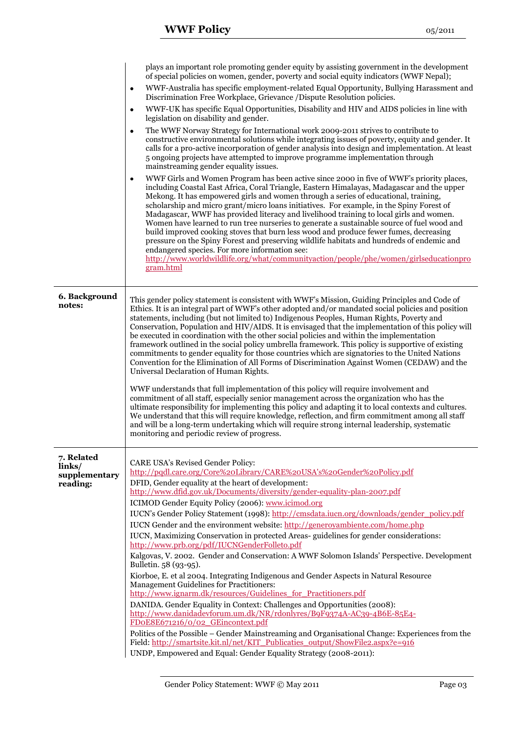plays an important role promoting gender equity by assisting government in the development of special policies on women, gender, poverty and social equity indicators (WWF Nepal);

- WWF-Australia has specific employment-related Equal Opportunity, Bullying Harassment and Discrimination Free Workplace, Grievance /Dispute Resolution policies.
- WWF-UK has specific Equal Opportunities, Disability and HIV and AIDS policies in line with legislation on disability and gender.
- The WWF Norway Strategy for International work 2009-2011 strives to contribute to constructive environmental solutions while integrating issues of poverty, equity and gender. It calls for a pro-active incorporation of gender analysis into design and implementation. At least 5 ongoing projects have attempted to improve programme implementation through mainstreaming gender equality issues.
- WWF Girls and Women Program has been active since 2000 in five of WWF's priority places, including Coastal East Africa, Coral Triangle, Eastern Himalayas, Madagascar and the upper Mekong. It has empowered girls and women through a series of educational, training, scholarship and micro grant/micro loans initiatives. For example, in the Spiny Forest of Madagascar, WWF has provided literacy and livelihood training to local girls and women. Women have learned to run tree nurseries to generate a sustainable source of fuel wood and build improved cooking stoves that burn less wood and produce fewer fumes, decreasing pressure on the Spiny Forest and preserving wildlife habitats and hundreds of endemic and endangered species. For more information see: http://www.worldwildlife.org/what/communityaction/people/phe/women/girlseducationprogram.html

**6. Background notes:**

This gender policy statement is consistent with WWF's Mission, Guiding Principles and Code of Ethics. It is an integral part of WWF's other adopted and/or mandated social policies and position statements, including (but not limited to) Indigenous Peoples, Human Rights, Poverty and Conservation, Population and HIV/AIDS. It is envisaged that the implementation of this policy will be executed in coordination with the other social policies and within the implementation framework outlined in the social policy umbrella framework. This policy is supportive of existing commitments to gender equality for those countries which are signatories to the United Nations Convention for the Elimination of All Forms of Discrimination Against Women (CEDAW) and the Universal Declaration of Human Rights.

WWF understands that full implementation of this policy will require involvement and commitment of all staff, especially senior management across the organization who has the ultimate responsibility for implementing this policy and adapting it to local contexts and cultures. We understand that this will require knowledge, reflection, and firm commitment among all staff and will be a long-term undertaking which will require strong internal leadership, systematic monitoring and periodic review of progress.

**7. Related links/ supplementary reading:**

CARE USA's Revised Gender Policy: http://pqdl.care.org/Core%20Library/CARE%20USA's%20Gender%20Policy.pdf

DFID, Gender equality at the heart of development: http://www.dfid.gov.uk/Documents/diversity/gender-equality-plan-2007.pdf

ICIMOD Gender Equity Policy (2006): www.icimod.org

IUCN's Gender Policy Statement (1998): http://cmsdata.iucn.org/downloads/gender_policy.pdf

IUCN Gender and the environment website: http://generoyambiente.com/home.php

IUCN, Maximizing Conservation in protected Areas- guidelines for gender considerations: http://www.prb.org/pdf/IUCNGenderFolleto.pdf

Kalgovas, V. 2002. Gender and Conservation: A WWF Solomon Islands' Perspective. Development Bulletin. 58 (93-95).

Kiorboe, E. et al 2004. Integrating Indigenous and Gender Aspects in Natural Resource Management Guidelines for Practitioners: http://www.ignarm.dk/resources/Guidelines_for_Practitioners.pdf

DANIDA. Gender Equality in Context: Challenges and Opportunities (2008): http://www.danidadevforum.um.dk/NR/rdonlyres/B9F9374A-AC39-4B6E-85E4-FD0E8E671216/0/02_GEincontext.pdf

Politics of the Possible – Gender Mainstreaming and Organisational Change: Experiences from the Field: http://smartsite.kit.nl/net/KIT_Publicaties_output/ShowFile2.aspx?e=916

UNDP, Empowered and Equal: Gender Equality Strategy (2008-2011):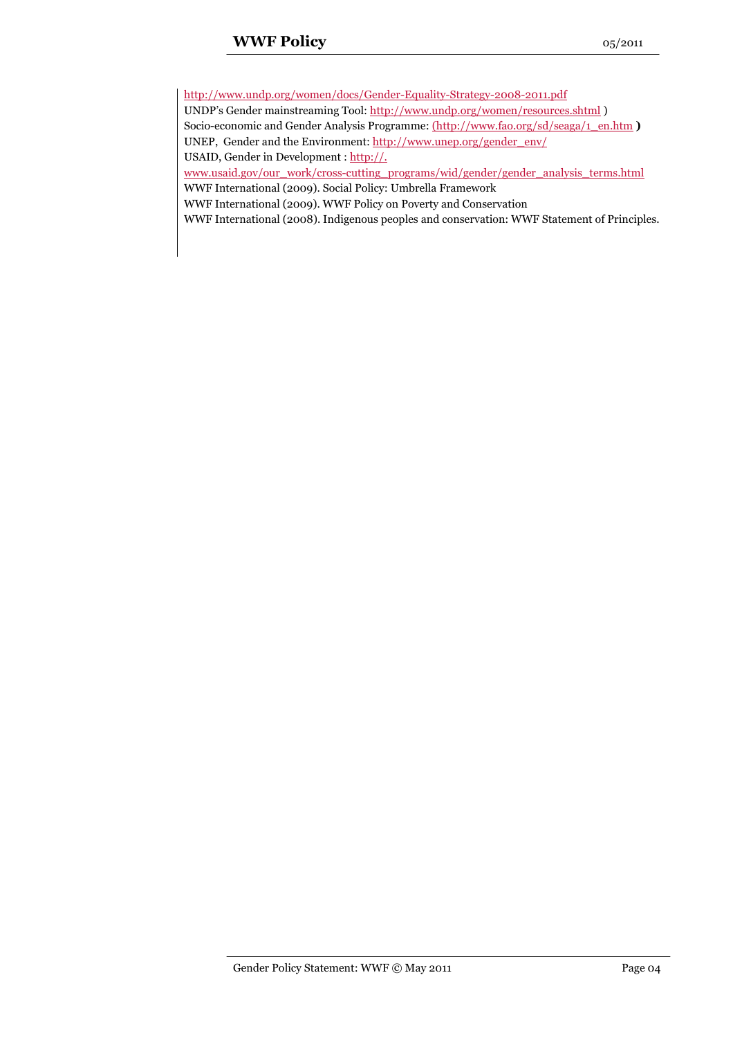http://www.undp.org/women/docs/Gender-Equality-Strategy-2008-2011.pdf
UNDP's Gender mainstreaming Tool: http://www.undp.org/women/resources.shtml )
Socio-economic and Gender Analysis Programme: (http://www.fao.org/sd/seaga/1_en.htm **)**
UNEP, Gender and the Environment: http://www.unep.org/gender_env/
USAID, Gender in Development : http://.
www.usaid.gov/our_work/cross-cutting_programs/wid/gender/gender_analysis_terms.html
WWF International (2009). Social Policy: Umbrella Framework
WWF International (2009). WWF Policy on Poverty and Conservation
WWF International (2008). Indigenous peoples and conservation: WWF Statement of Principles.